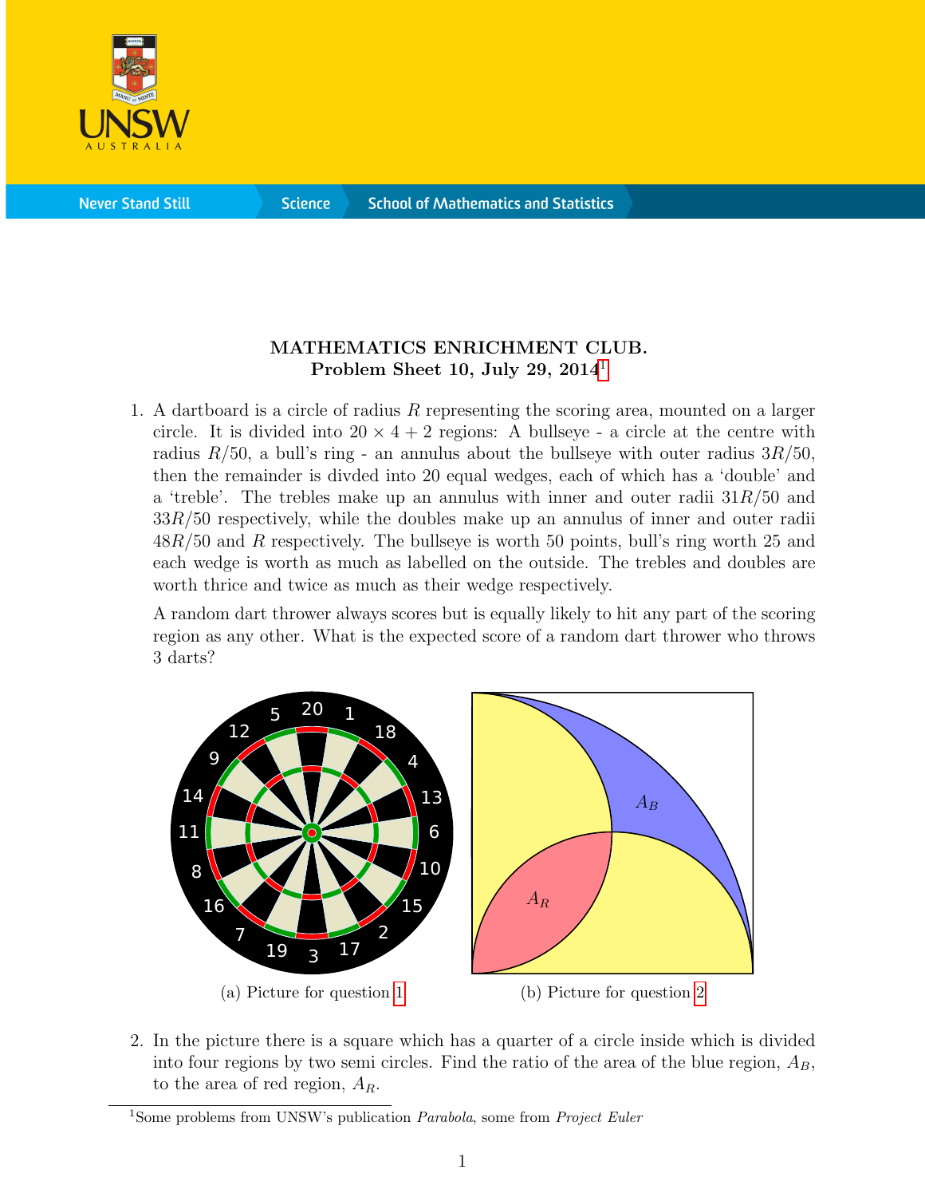**MATHEMATICS ENRICHMENT CLUB.**
**Problem Sheet 10, July 29, 2014**[1]

1. A dartboard is a circle of radius $R$ representing the scoring area, mounted on a larger circle. It is divided into $20 \times 4 + 2$ regions: A bullseye - a circle at the centre with radius $R/50$, a bull's ring - an annulus about the bullseye with outer radius $3R/50$, then the remainder is divded into 20 equal wedges, each of which has a 'double' and a 'treble'. The trebles make up an annulus with inner and outer radii $31R/50$ and $33R/50$ respectively, while the doubles make up an annulus of inner and outer radii $48R/50$ and $R$ respectively. The bullseye is worth 50 points, bull's ring worth 25 and each wedge is worth as much as labelled on the outside. The trebles and doubles are worth thrice and twice as much as their wedge respectively.

   A random dart thrower always scores but is equally likely to hit any part of the scoring region as any other. What is the expected score of a random dart thrower who throws 3 darts?

(a) Picture for question 1

(b) Picture for question 2

2. In the picture there is a square which has a quarter of a circle inside which is divided into four regions by two semi circles. Find the ratio of the area of the blue region, $A_B$, to the area of red region, $A_R$.

[1] Some problems from UNSW's publication *Parabola*, some from *Project Euler*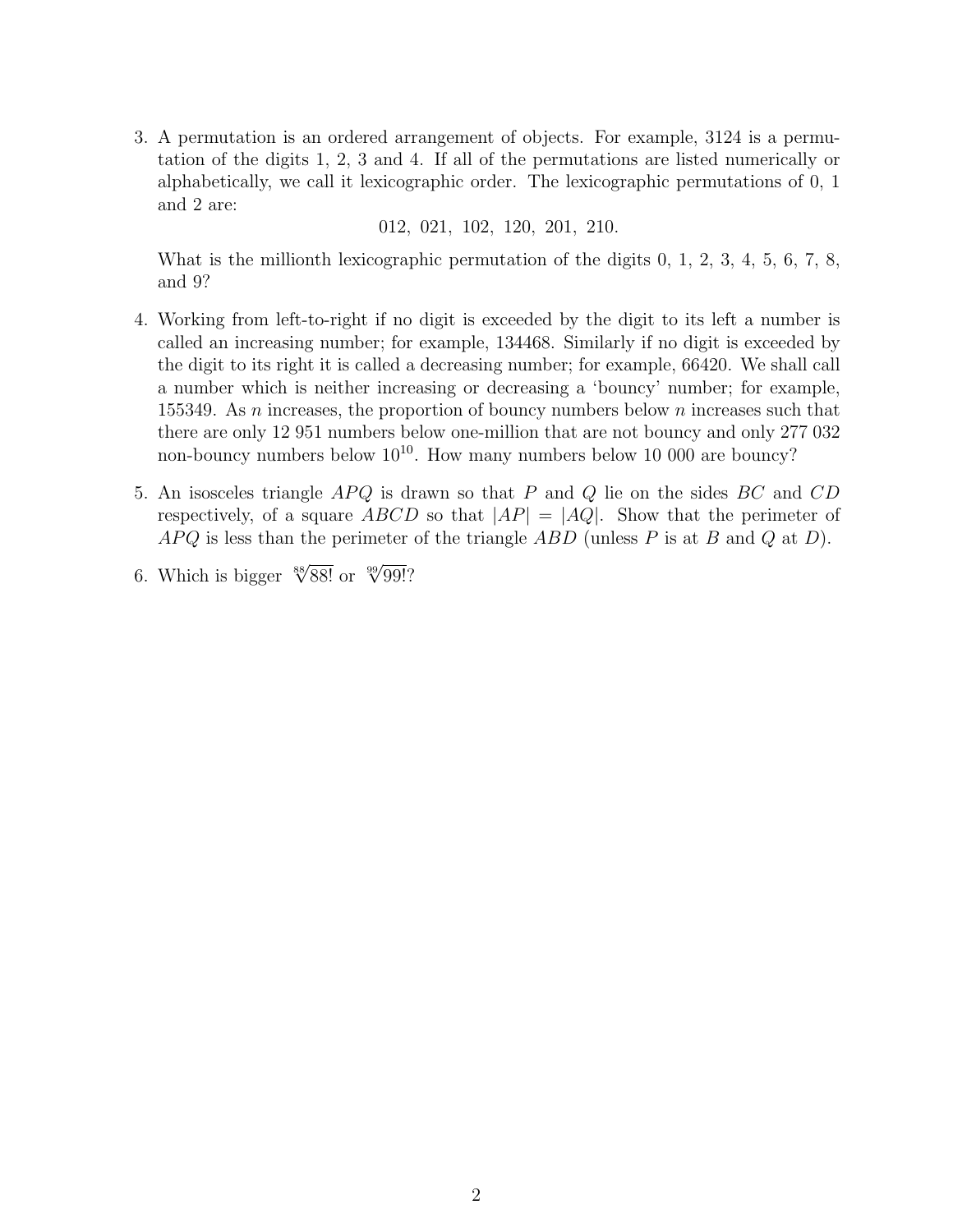3. A permutation is an ordered arrangement of objects. For example, 3124 is a permutation of the digits 1, 2, 3 and 4. If all of the permutations are listed numerically or alphabetically, we call it lexicographic order. The lexicographic permutations of 0, 1 and 2 are:

   $$012,\ 021,\ 102,\ 120,\ 201,\ 210.$$

   What is the millionth lexicographic permutation of the digits 0, 1, 2, 3, 4, 5, 6, 7, 8, and 9?

4. Working from left-to-right if no digit is exceeded by the digit to its left a number is called an increasing number; for example, 134468. Similarly if no digit is exceeded by the digit to its right it is called a decreasing number; for example, 66420. We shall call a number which is neither increasing or decreasing a 'bouncy' number; for example, 155349. As $n$ increases, the proportion of bouncy numbers below $n$ increases such that there are only 12 951 numbers below one-million that are not bouncy and only 277 032 non-bouncy numbers below $10^{10}$. How many numbers below 10 000 are bouncy?

5. An isosceles triangle $APQ$ is drawn so that $P$ and $Q$ lie on the sides $BC$ and $CD$ respectively, of a square $ABCD$ so that $|AP| = |AQ|$. Show that the perimeter of $APQ$ is less than the perimeter of the triangle $ABD$ (unless $P$ is at $B$ and $Q$ at $D$).

6. Which is bigger $\sqrt[88]{88!}$ or $\sqrt[99]{99!}$?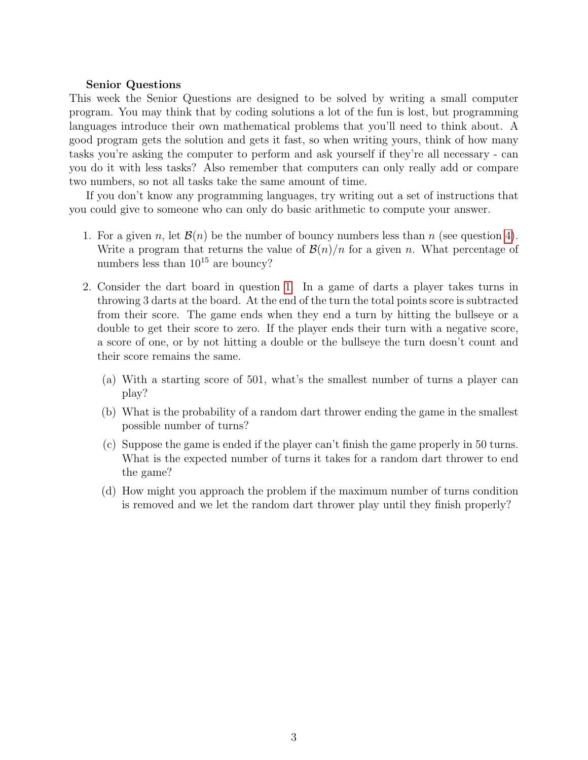**Senior Questions**

This week the Senior Questions are designed to be solved by writing a small computer program. You may think that by coding solutions a lot of the fun is lost, but programming languages introduce their own mathematical problems that you'll need to think about. A good program gets the solution and gets it fast, so when writing yours, think of how many tasks you're asking the computer to perform and ask yourself if they're all necessary - can you do it with less tasks? Also remember that computers can only really add or compare two numbers, so not all tasks take the same amount of time.

If you don't know any programming languages, try writing out a set of instructions that you could give to someone who can only do basic arithmetic to compute your answer.

1. For a given $n$, let $\mathcal{B}(n)$ be the number of bouncy numbers less than $n$ (see question 4). Write a program that returns the value of $\mathcal{B}(n)/n$ for a given $n$. What percentage of numbers less than $10^{15}$ are bouncy?

2. Consider the dart board in question 1. In a game of darts a player takes turns in throwing 3 darts at the board. At the end of the turn the total points score is subtracted from their score. The game ends when they end a turn by hitting the bullseye or a double to get their score to zero. If the player ends their turn with a negative score, a score of one, or by not hitting a double or the bullseye the turn doesn't count and their score remains the same.

   (a) With a starting score of 501, what's the smallest number of turns a player can play?

   (b) What is the probability of a random dart thrower ending the game in the smallest possible number of turns?

   (c) Suppose the game is ended if the player can't finish the game properly in 50 turns. What is the expected number of turns it takes for a random dart thrower to end the game?

   (d) How might you approach the problem if the maximum number of turns condition is removed and we let the random dart thrower play until they finish properly?